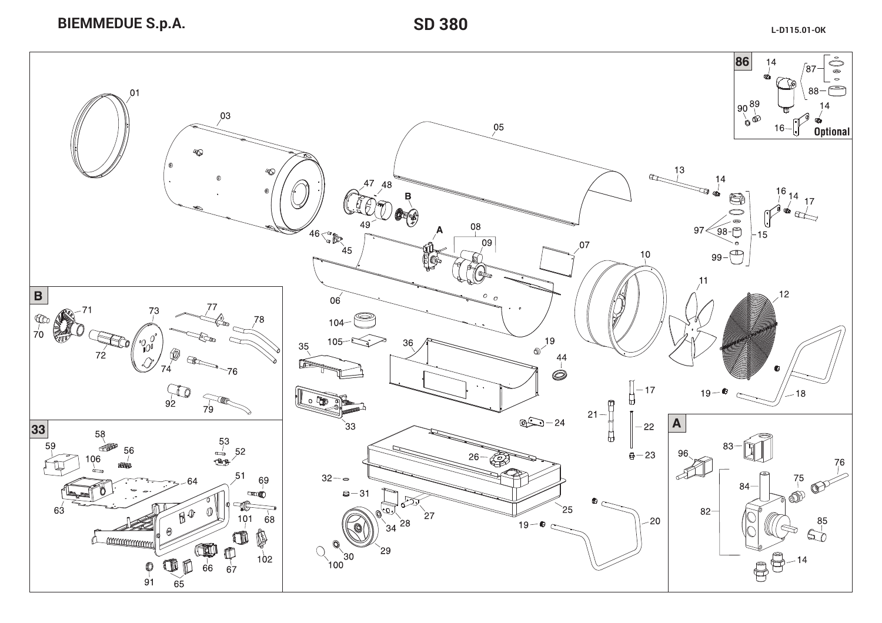BIEMMEDUE S.p.A.

# SD 380

L-D115.01-OK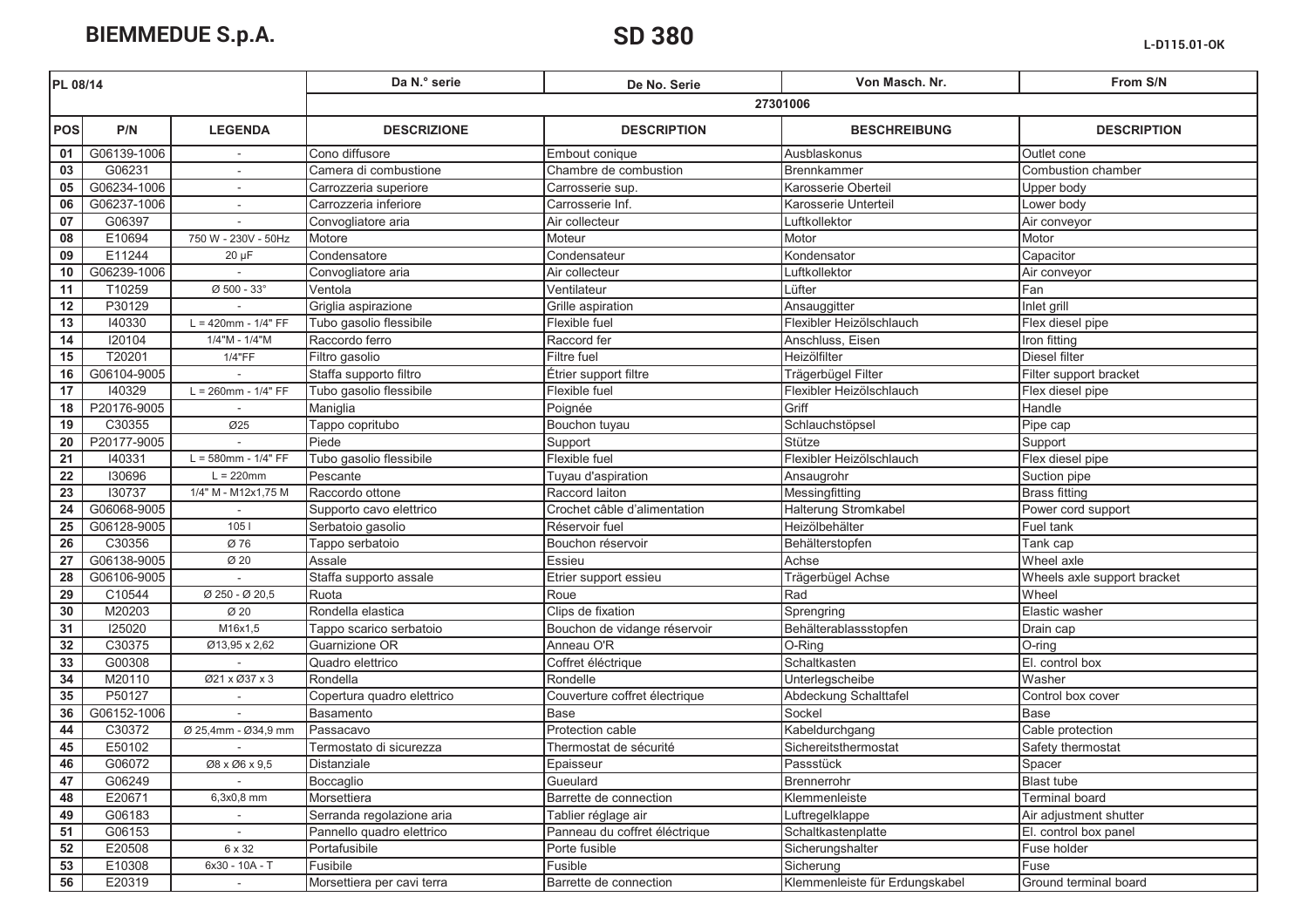**BIEMMEDUE S.p.A.**

# SD 380

L-D115.01-OK

| PL 08/14 | | | Da N.° serie | De No. Serie | Von Masch. Nr. | From S/N |
|---|---|---|---|---|---|---|
| | | | 27301006 | | | |
| **POS** | **P/N** | **LEGENDA** | **DESCRIZIONE** | **DESCRIPTION** | **BESCHREIBUNG** | **DESCRIPTION** |
| 01 | G06139-1006 | - | Cono diffusore | Embout conique | Ausblaskonus | Outlet cone |
| 03 | G06231 | - | Camera di combustione | Chambre de combustion | Brennkammer | Combustion chamber |
| 05 | G06234-1006 | - | Carrozzeria superiore | Carrosserie sup. | Karosserie Oberteil | Upper body |
| 06 | G06237-1006 | - | Carrozzeria inferiore | Carrosserie Inf. | Karosserie Unterteil | Lower body |
| 07 | G06397 | - | Convogliatore aria | Air collecteur | Luftkollektor | Air conveyor |
| 08 | E10694 | 750 W - 230V - 50Hz | Motore | Moteur | Motor | Motor |
| 09 | E11244 | 20 µF | Condensatore | Condensateur | Kondensator | Capacitor |
| 10 | G06239-1006 | - | Convogliatore aria | Air collecteur | Luftkollektor | Air conveyor |
| 11 | T10259 | Ø 500 - 33° | Ventola | Ventilateur | Lüfter | Fan |
| 12 | P30129 | - | Griglia aspirazione | Grille aspiration | Ansauggitter | Inlet grill |
| 13 | I40330 | L = 420mm - 1/4" FF | Tubo gasolio flessibile | Flexible fuel | Flexibler Heizölschlauch | Flex diesel pipe |
| 14 | I20104 | 1/4"M - 1/4"M | Raccordo ferro | Raccord fer | Anschluss, Eisen | Iron fitting |
| 15 | T20201 | 1/4"FF | Filtro gasolio | Filtre fuel | Heizölfilter | Diesel filter |
| 16 | G06104-9005 | - | Staffa supporto filtro | Étrier support filtre | Trägerbügel Filter | Filter support bracket |
| 17 | I40329 | L = 260mm - 1/4" FF | Tubo gasolio flessibile | Flexible fuel | Flexibler Heizölschlauch | Flex diesel pipe |
| 18 | P20176-9005 | - | Maniglia | Poignée | Griff | Handle |
| 19 | C30355 | Ø25 | Tappo copritubo | Bouchon tuyau | Schlauchstöpsel | Pipe cap |
| 20 | P20177-9005 | - | Piede | Support | Stütze | Support |
| 21 | I40331 | L = 580mm - 1/4" FF | Tubo gasolio flessibile | Flexible fuel | Flexibler Heizölschlauch | Flex diesel pipe |
| 22 | I30696 | L = 220mm | Pescante | Tuyau d'aspiration | Ansaugrohr | Suction pipe |
| 23 | I30737 | 1/4" M - M12x1,75 M | Raccordo ottone | Raccord laiton | Messingfitting | Brass fitting |
| 24 | G06068-9005 | - | Supporto cavo elettrico | Crochet câble d'alimentation | Halterung Stromkabel | Power cord support |
| 25 | G06128-9005 | 105 l | Serbatoio gasolio | Réservoir fuel | Heizölbehälter | Fuel tank |
| 26 | C30356 | Ø 76 | Tappo serbatoio | Bouchon réservoir | Behälterstopfen | Tank cap |
| 27 | G06138-9005 | Ø 20 | Assale | Essieu | Achse | Wheel axle |
| 28 | G06106-9005 | - | Staffa supporto assale | Etrier support essieu | Trägerbügel Achse | Wheels axle support bracket |
| 29 | C10544 | Ø 250 - Ø 20,5 | Ruota | Roue | Rad | Wheel |
| 30 | M20203 | Ø 20 | Rondella elastica | Clips de fixation | Sprengring | Elastic washer |
| 31 | I25020 | M16x1,5 | Tappo scarico serbatoio | Bouchon de vidange réservoir | Behälterablassstopfen | Drain cap |
| 32 | C30375 | Ø13,95 x 2,62 | Guarnizione OR | Anneau O'R | O-Ring | O-ring |
| 33 | G00308 | - | Quadro elettrico | Coffret éléctrique | Schaltkasten | El. control box |
| 34 | M20110 | Ø21 x Ø37 x 3 | Rondella | Rondelle | Unterlegscheibe | Washer |
| 35 | P50127 | - | Copertura quadro elettrico | Couverture coffret électrique | Abdeckung Schalttafel | Control box cover |
| 36 | G06152-1006 | - | Basamento | Base | Sockel | Base |
| 44 | C30372 | Ø 25,4mm - Ø34,9 mm | Passacavo | Protection cable | Kabeldurchgang | Cable protection |
| 45 | E50102 | - | Termostato di sicurezza | Thermostat de sécurité | Sichereitsthermostat | Safety thermostat |
| 46 | G06072 | Ø8 x Ø6 x 9,5 | Distanziale | Epaisseur | Passstück | Spacer |
| 47 | G06249 | - | Boccaglio | Gueulard | Brennerrohr | Blast tube |
| 48 | E20671 | 6,3x0,8 mm | Morsettiera | Barrette de connection | Klemmenleiste | Terminal board |
| 49 | G06183 | - | Serranda regolazione aria | Tablier réglage air | Luftregelklappe | Air adjustment shutter |
| 51 | G06153 | - | Pannello quadro elettrico | Panneau du coffret éléctrique | Schaltkastenplatte | El. control box panel |
| 52 | E20508 | 6 x 32 | Portafusibile | Porte fusible | Sicherungshalter | Fuse holder |
| 53 | E10308 | 6x30 - 10A - T | Fusibile | Fusible | Sicherung | Fuse |
| 56 | E20319 | - | Morsettiera per cavi terra | Barrette de connection | Klemmenleiste für Erdungskabel | Ground terminal board |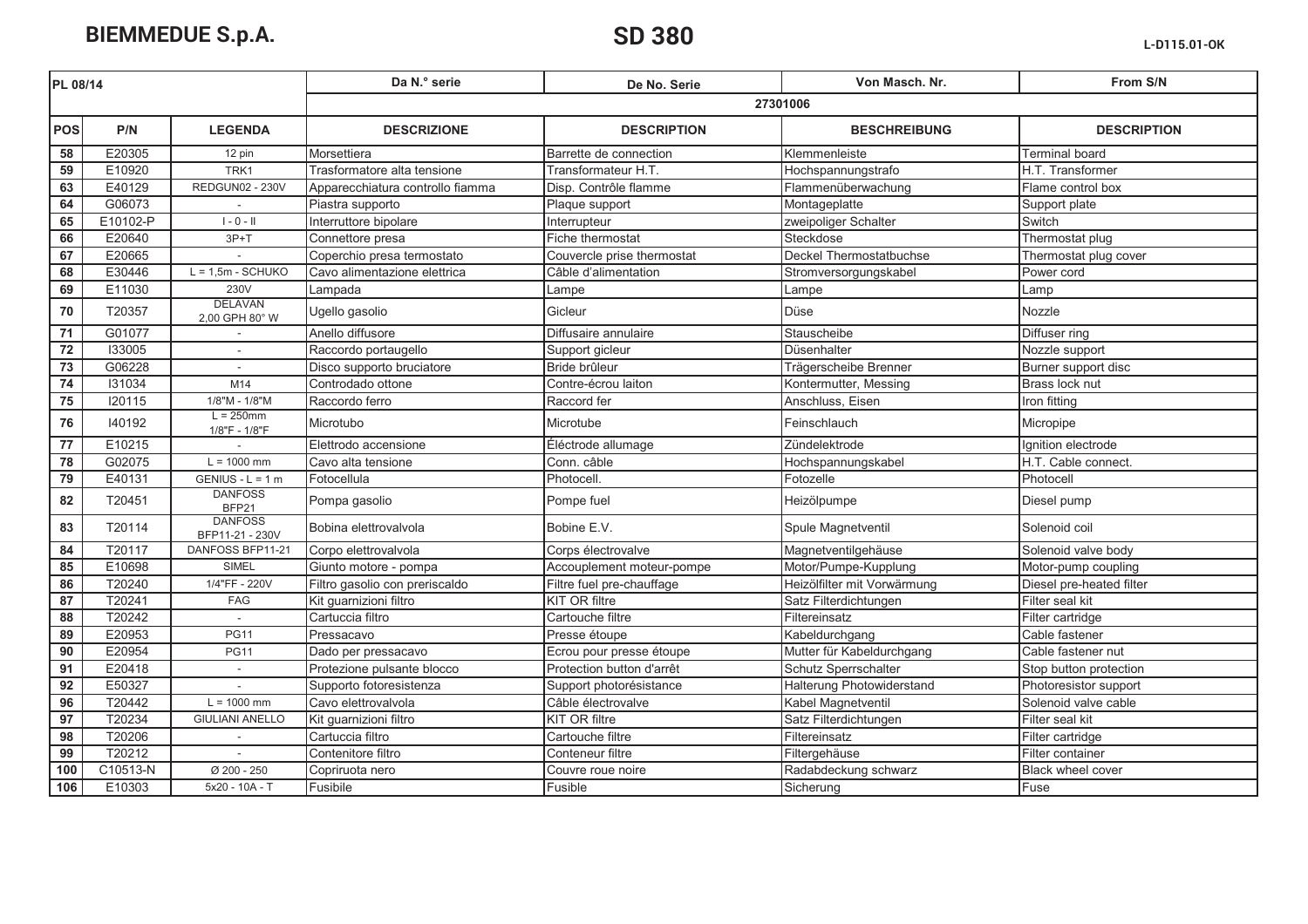**BIEMMEDUE S.p.A.**

# SD 380

L-D115.01-OK

| PL 08/14 | | | Da N.° serie | De No. Serie | Von Masch. Nr. | From S/N |
|---|---|---|---|---|---|---|
| | | | 27301006 | | | |
| **POS** | **P/N** | **LEGENDA** | **DESCRIZIONE** | **DESCRIPTION** | **BESCHREIBUNG** | **DESCRIPTION** |
| 58 | E20305 | 12 pin | Morsettiera | Barrette de connection | Klemmenleiste | Terminal board |
| 59 | E10920 | TRK1 | Trasformatore alta tensione | Transformateur H.T. | Hochspannungstrafo | H.T. Transformer |
| 63 | E40129 | REDGUN02 - 230V | Apparecchiatura controllo fiamma | Disp. Contrôle flamme | Flammenüberwachung | Flame control box |
| 64 | G06073 | - | Piastra supporto | Plaque support | Montageplatte | Support plate |
| 65 | E10102-P | I - 0 - II | Interruttore bipolare | Interrupteur | zweipoliger Schalter | Switch |
| 66 | E20640 | 3P+T | Connettore presa | Fiche thermostat | Steckdose | Thermostat plug |
| 67 | E20665 | - | Coperchio presa termostato | Couvercle prise thermostat | Deckel Thermostatbuchse | Thermostat plug cover |
| 68 | E30446 | L = 1,5m - SCHUKO | Cavo alimentazione elettrica | Câble d'alimentation | Stromversorgungskabel | Power cord |
| 69 | E11030 | 230V | Lampada | Lampe | Lampe | Lamp |
| 70 | T20357 | DELAVAN 2,00 GPH 80° W | Ugello gasolio | Gicleur | Düse | Nozzle |
| 71 | G01077 | - | Anello diffusore | Diffusaire annulaire | Stauscheibe | Diffuser ring |
| 72 | I33005 | - | Raccordo portaugello | Support gicleur | Düsenhalter | Nozzle support |
| 73 | G06228 | - | Disco supporto bruciatore | Bride brûleur | Trägerscheibe Brenner | Burner support disc |
| 74 | I31034 | M14 | Controdado ottone | Contre-écrou laiton | Kontermutter, Messing | Brass lock nut |
| 75 | I20115 | 1/8"M - 1/8"M | Raccordo ferro | Raccord fer | Anschluss, Eisen | Iron fitting |
| 76 | I40192 | L = 250mm 1/8"F - 1/8"F | Microtubo | Microtube | Feinschlauch | Micropipe |
| 77 | E10215 | - | Elettrodo accensione | Éléctrode allumage | Zündelektrode | Ignition electrode |
| 78 | G02075 | L = 1000 mm | Cavo alta tensione | Conn. câble | Hochspannungskabel | H.T. Cable connect. |
| 79 | E40131 | GENIUS - L = 1 m | Fotocellula | Photocell. | Fotozelle | Photocell |
| 82 | T20451 | DANFOSS BFP21 | Pompa gasolio | Pompe fuel | Heizölpumpe | Diesel pump |
| 83 | T20114 | DANFOSS BFP11-21 - 230V | Bobina elettrovalvola | Bobine E.V. | Spule Magnetventil | Solenoid coil |
| 84 | T20117 | DANFOSS BFP11-21 | Corpo elettrovalvola | Corps électrovalve | Magnetventilgehäuse | Solenoid valve body |
| 85 | E10698 | SIMEL | Giunto motore - pompa | Accouplement moteur-pompe | Motor/Pumpe-Kupplung | Motor-pump coupling |
| 86 | T20240 | 1/4"FF - 220V | Filtro gasolio con preriscaldo | Filtre fuel pre-chauffage | Heizölfilter mit Vorwärmung | Diesel pre-heated filter |
| 87 | T20241 | FAG | Kit guarnizioni filtro | KIT OR filtre | Satz Filterdichtungen | Filter seal kit |
| 88 | T20242 | - | Cartuccia filtro | Cartouche filtre | Filtereinsatz | Filter cartridge |
| 89 | E20953 | PG11 | Pressacavo | Presse étoupe | Kabeldurchgang | Cable fastener |
| 90 | E20954 | PG11 | Dado per pressacavo | Ecrou pour presse étoupe | Mutter für Kabeldurchgang | Cable fastener nut |
| 91 | E20418 | - | Protezione pulsante blocco | Protection button d'arrêt | Schutz Sperrschalter | Stop button protection |
| 92 | E50327 | - | Supporto fotoresistenza | Support photorésistance | Halterung Photowiderstand | Photoresistor support |
| 96 | T20442 | L = 1000 mm | Cavo elettrovalvola | Câble électrovalve | Kabel Magnetventil | Solenoid valve cable |
| 97 | T20234 | GIULIANI ANELLO | Kit guarnizioni filtro | KIT OR filtre | Satz Filterdichtungen | Filter seal kit |
| 98 | T20206 | - | Cartuccia filtro | Cartouche filtre | Filtereinsatz | Filter cartridge |
| 99 | T20212 | - | Contenitore filtro | Conteneur filtre | Filtergehäuse | Filter container |
| 100 | C10513-N | Ø 200 - 250 | Copriruota nero | Couvre roue noire | Radabdeckung schwarz | Black wheel cover |
| 106 | E10303 | 5x20 - 10A - T | Fusibile | Fusible | Sicherung | Fuse |